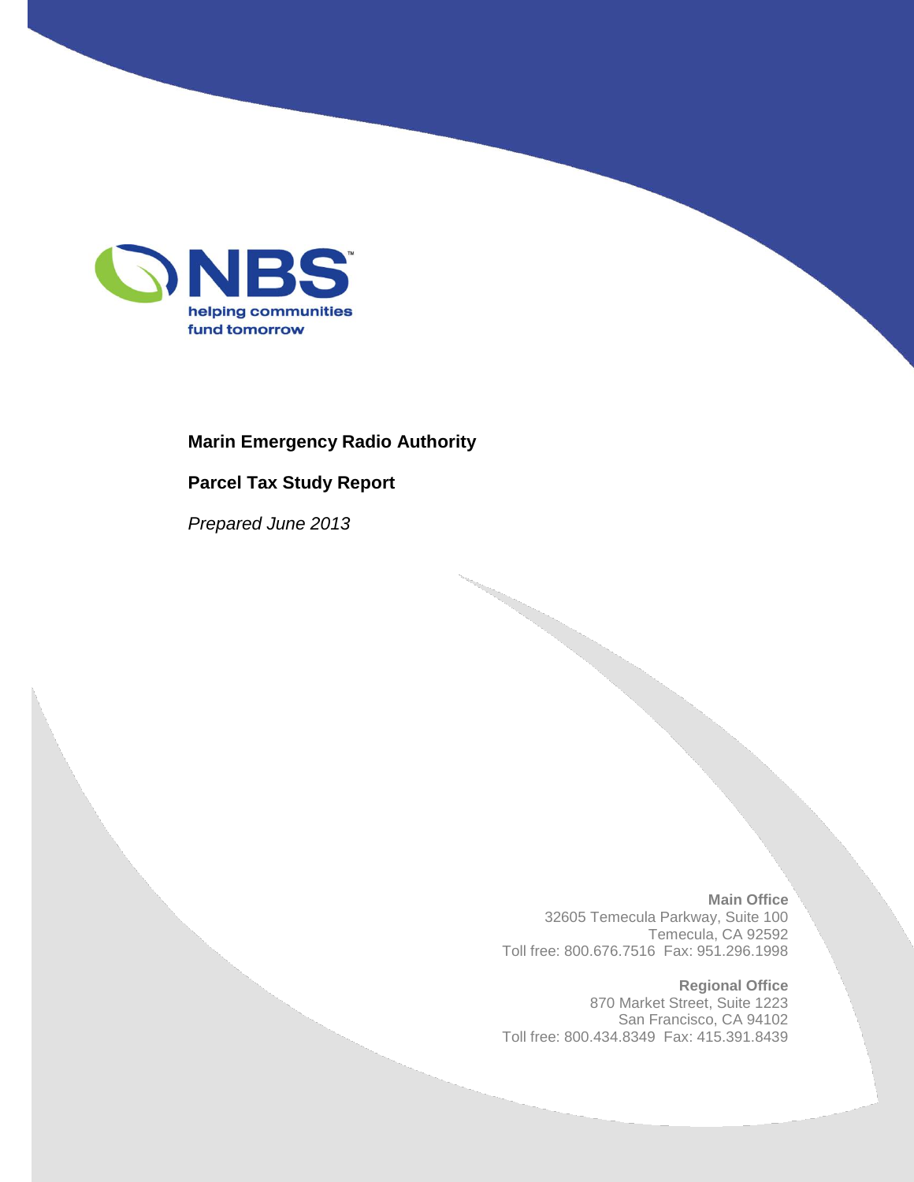NBS™
helping communities fund tomorrow

# Marin Emergency Radio Authority

## Parcel Tax Study Report

*Prepared June 2013*

**Main Office**
32605 Temecula Parkway, Suite 100
Temecula, CA 92592
Toll free: 800.676.7516 Fax: 951.296.1998

**Regional Office**
870 Market Street, Suite 1223
San Francisco, CA 94102
Toll free: 800.434.8349 Fax: 415.391.8439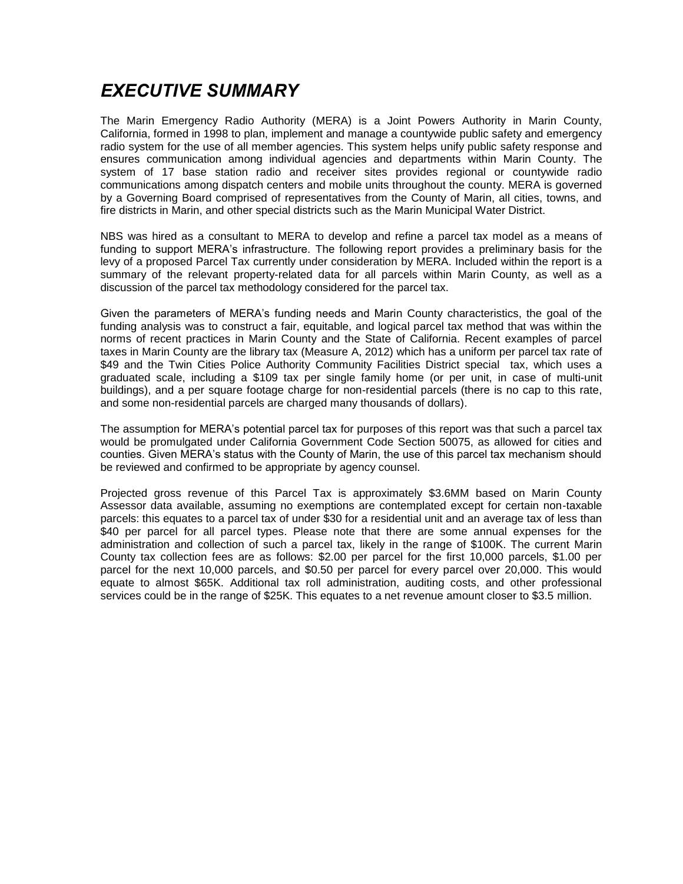# *EXECUTIVE SUMMARY*

The Marin Emergency Radio Authority (MERA) is a Joint Powers Authority in Marin County, California, formed in 1998 to plan, implement and manage a countywide public safety and emergency radio system for the use of all member agencies. This system helps unify public safety response and ensures communication among individual agencies and departments within Marin County. The system of 17 base station radio and receiver sites provides regional or countywide radio communications among dispatch centers and mobile units throughout the county. MERA is governed by a Governing Board comprised of representatives from the County of Marin, all cities, towns, and fire districts in Marin, and other special districts such as the Marin Municipal Water District.

NBS was hired as a consultant to MERA to develop and refine a parcel tax model as a means of funding to support MERA's infrastructure. The following report provides a preliminary basis for the levy of a proposed Parcel Tax currently under consideration by MERA. Included within the report is a summary of the relevant property-related data for all parcels within Marin County, as well as a discussion of the parcel tax methodology considered for the parcel tax.

Given the parameters of MERA's funding needs and Marin County characteristics, the goal of the funding analysis was to construct a fair, equitable, and logical parcel tax method that was within the norms of recent practices in Marin County and the State of California. Recent examples of parcel taxes in Marin County are the library tax (Measure A, 2012) which has a uniform per parcel tax rate of $49 and the Twin Cities Police Authority Community Facilities District special tax, which uses a graduated scale, including a $109 tax per single family home (or per unit, in case of multi-unit buildings), and a per square footage charge for non-residential parcels (there is no cap to this rate, and some non-residential parcels are charged many thousands of dollars).

The assumption for MERA's potential parcel tax for purposes of this report was that such a parcel tax would be promulgated under California Government Code Section 50075, as allowed for cities and counties. Given MERA's status with the County of Marin, the use of this parcel tax mechanism should be reviewed and confirmed to be appropriate by agency counsel.

Projected gross revenue of this Parcel Tax is approximately $3.6MM based on Marin County Assessor data available, assuming no exemptions are contemplated except for certain non-taxable parcels: this equates to a parcel tax of under $30 for a residential unit and an average tax of less than $40 per parcel for all parcel types. Please note that there are some annual expenses for the administration and collection of such a parcel tax, likely in the range of $100K. The current Marin County tax collection fees are as follows: $2.00 per parcel for the first 10,000 parcels, $1.00 per parcel for the next 10,000 parcels, and $0.50 per parcel for every parcel over 20,000. This would equate to almost $65K. Additional tax roll administration, auditing costs, and other professional services could be in the range of $25K. This equates to a net revenue amount closer to $3.5 million.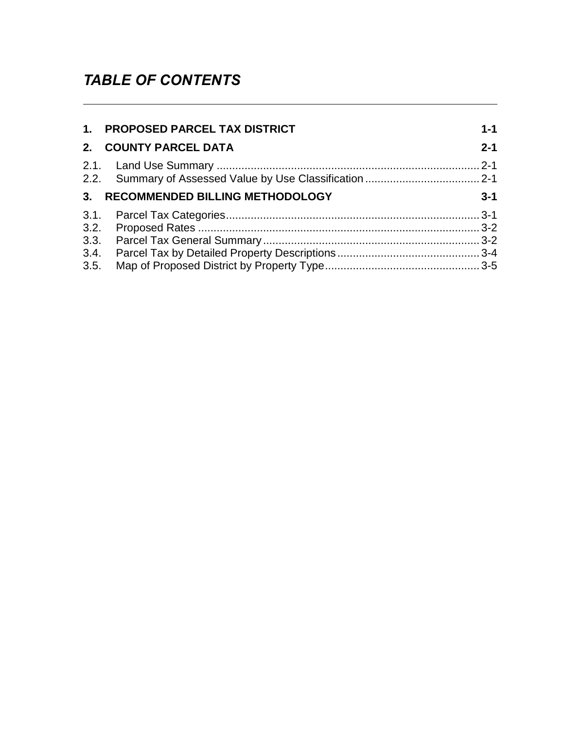# *TABLE OF CONTENTS*

| | | |
|---|---|---|
| **1.** | **PROPOSED PARCEL TAX DISTRICT** | **1-1** |
| **2.** | **COUNTY PARCEL DATA** | **2-1** |
| 2.1. | Land Use Summary | 2-1 |
| 2.2. | Summary of Assessed Value by Use Classification | 2-1 |
| **3.** | **RECOMMENDED BILLING METHODOLOGY** | **3-1** |
| 3.1. | Parcel Tax Categories | 3-1 |
| 3.2. | Proposed Rates | 3-2 |
| 3.3. | Parcel Tax General Summary | 3-2 |
| 3.4. | Parcel Tax by Detailed Property Descriptions | 3-4 |
| 3.5. | Map of Proposed District by Property Type | 3-5 |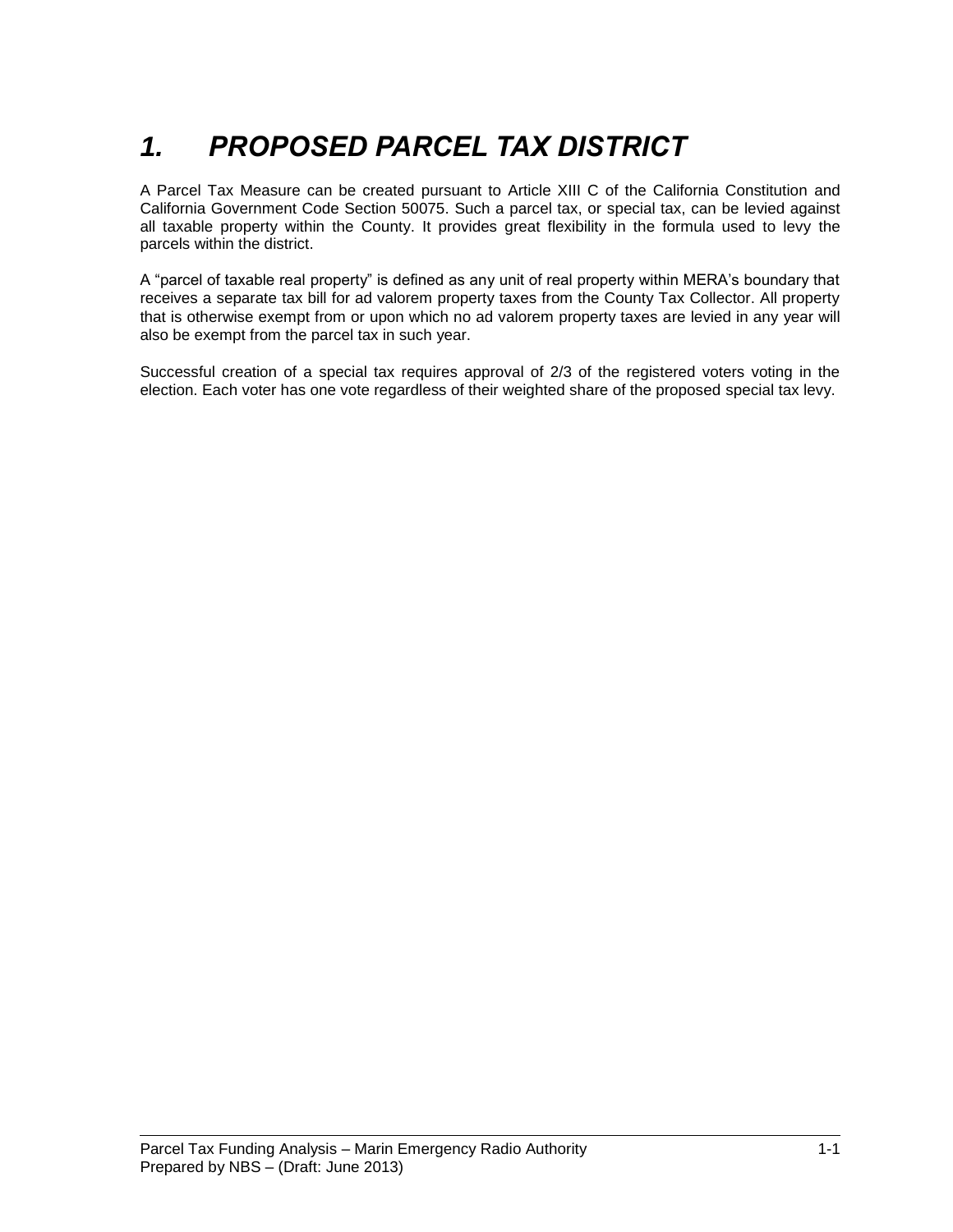# *1. PROPOSED PARCEL TAX DISTRICT*

A Parcel Tax Measure can be created pursuant to Article XIII C of the California Constitution and California Government Code Section 50075. Such a parcel tax, or special tax, can be levied against all taxable property within the County. It provides great flexibility in the formula used to levy the parcels within the district.

A "parcel of taxable real property" is defined as any unit of real property within MERA's boundary that receives a separate tax bill for ad valorem property taxes from the County Tax Collector. All property that is otherwise exempt from or upon which no ad valorem property taxes are levied in any year will also be exempt from the parcel tax in such year.

Successful creation of a special tax requires approval of 2/3 of the registered voters voting in the election. Each voter has one vote regardless of their weighted share of the proposed special tax levy.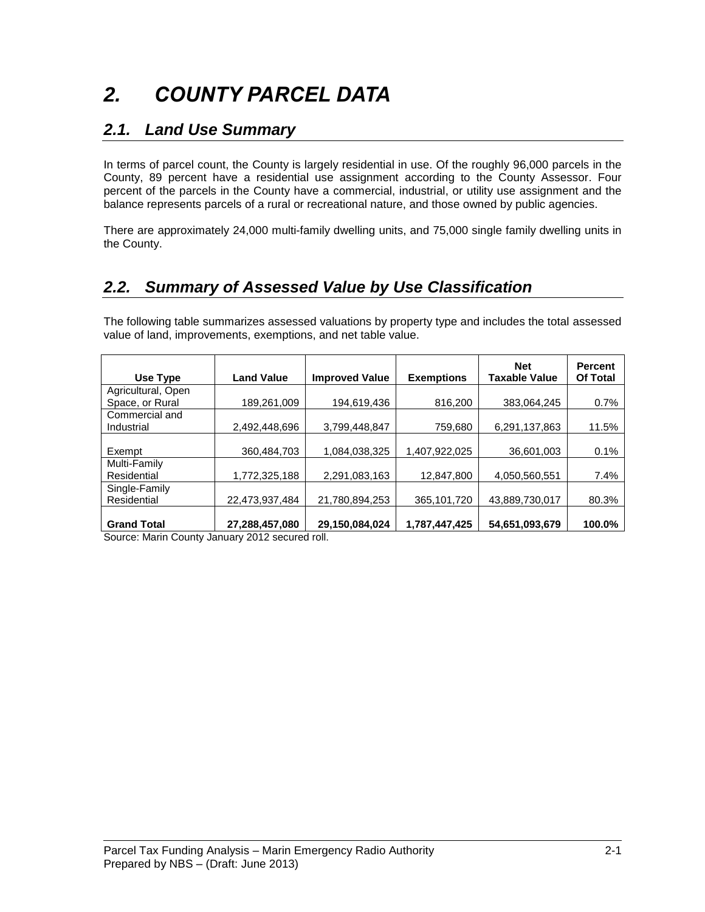# 2. COUNTY PARCEL DATA

## 2.1. Land Use Summary

In terms of parcel count, the County is largely residential in use. Of the roughly 96,000 parcels in the County, 89 percent have a residential use assignment according to the County Assessor. Four percent of the parcels in the County have a commercial, industrial, or utility use assignment and the balance represents parcels of a rural or recreational nature, and those owned by public agencies.

There are approximately 24,000 multi-family dwelling units, and 75,000 single family dwelling units in the County.

## 2.2. Summary of Assessed Value by Use Classification

The following table summarizes assessed valuations by property type and includes the total assessed value of land, improvements, exemptions, and net table value.

| Use Type | Land Value | Improved Value | Exemptions | Net Taxable Value | Percent Of Total |
|---|---|---|---|---|---|
| Agricultural, Open Space, or Rural | 189,261,009 | 194,619,436 | 816,200 | 383,064,245 | 0.7% |
| Commercial and Industrial | 2,492,448,696 | 3,799,448,847 | 759,680 | 6,291,137,863 | 11.5% |
| Exempt | 360,484,703 | 1,084,038,325 | 1,407,922,025 | 36,601,003 | 0.1% |
| Multi-Family Residential | 1,772,325,188 | 2,291,083,163 | 12,847,800 | 4,050,560,551 | 7.4% |
| Single-Family Residential | 22,473,937,484 | 21,780,894,253 | 365,101,720 | 43,889,730,017 | 80.3% |
| **Grand Total** | **27,288,457,080** | **29,150,084,024** | **1,787,447,425** | **54,651,093,679** | **100.0%** |

Source: Marin County January 2012 secured roll.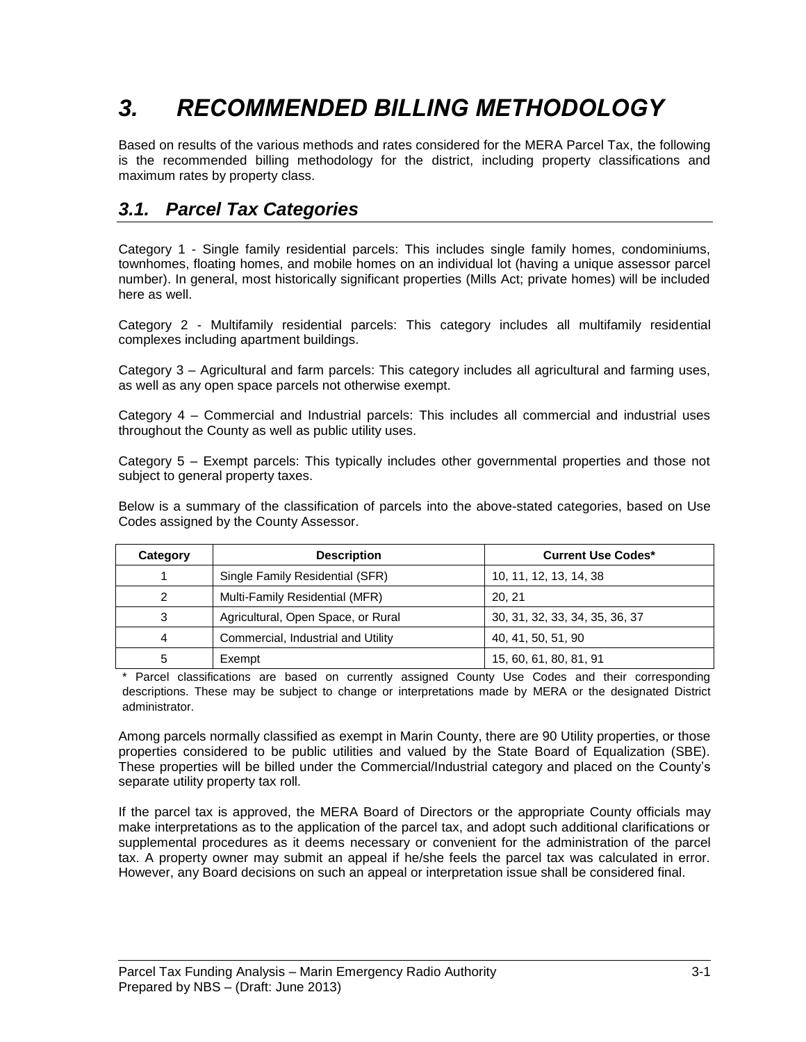# 3. RECOMMENDED BILLING METHODOLOGY

Based on results of the various methods and rates considered for the MERA Parcel Tax, the following is the recommended billing methodology for the district, including property classifications and maximum rates by property class.

## 3.1. Parcel Tax Categories

Category 1 - Single family residential parcels: This includes single family homes, condominiums, townhomes, floating homes, and mobile homes on an individual lot (having a unique assessor parcel number). In general, most historically significant properties (Mills Act; private homes) will be included here as well.

Category 2 - Multifamily residential parcels: This category includes all multifamily residential complexes including apartment buildings.

Category 3 – Agricultural and farm parcels: This category includes all agricultural and farming uses, as well as any open space parcels not otherwise exempt.

Category 4 – Commercial and Industrial parcels: This includes all commercial and industrial uses throughout the County as well as public utility uses.

Category 5 – Exempt parcels: This typically includes other governmental properties and those not subject to general property taxes.

Below is a summary of the classification of parcels into the above-stated categories, based on Use Codes assigned by the County Assessor.

| Category | Description | Current Use Codes* |
|---|---|---|
| 1 | Single Family Residential (SFR) | 10, 11, 12, 13, 14, 38 |
| 2 | Multi-Family Residential (MFR) | 20, 21 |
| 3 | Agricultural, Open Space, or Rural | 30, 31, 32, 33, 34, 35, 36, 37 |
| 4 | Commercial, Industrial and Utility | 40, 41, 50, 51, 90 |
| 5 | Exempt | 15, 60, 61, 80, 81, 91 |

\* Parcel classifications are based on currently assigned County Use Codes and their corresponding descriptions. These may be subject to change or interpretations made by MERA or the designated District administrator.

Among parcels normally classified as exempt in Marin County, there are 90 Utility properties, or those properties considered to be public utilities and valued by the State Board of Equalization (SBE). These properties will be billed under the Commercial/Industrial category and placed on the County's separate utility property tax roll.

If the parcel tax is approved, the MERA Board of Directors or the appropriate County officials may make interpretations as to the application of the parcel tax, and adopt such additional clarifications or supplemental procedures as it deems necessary or convenient for the administration of the parcel tax. A property owner may submit an appeal if he/she feels the parcel tax was calculated in error. However, any Board decisions on such an appeal or interpretation issue shall be considered final.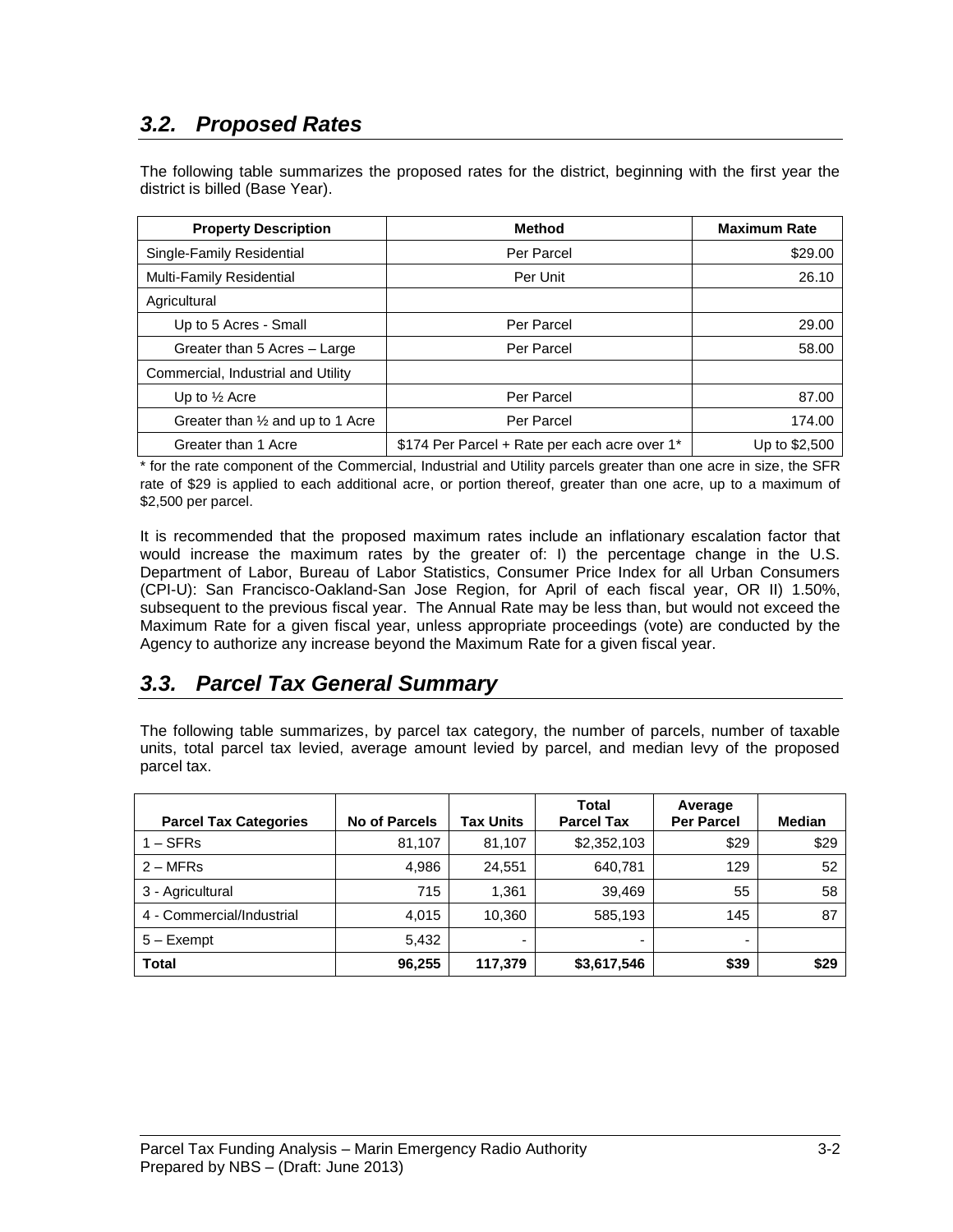## *3.2. Proposed Rates*

The following table summarizes the proposed rates for the district, beginning with the first year the district is billed (Base Year).

| Property Description | Method | Maximum Rate |
|---|---|---|
| Single-Family Residential | Per Parcel | $29.00 |
| Multi-Family Residential | Per Unit | 26.10 |
| Agricultural | | |
| Up to 5 Acres - Small | Per Parcel | 29.00 |
| Greater than 5 Acres – Large | Per Parcel | 58.00 |
| Commercial, Industrial and Utility | | |
| Up to ½ Acre | Per Parcel | 87.00 |
| Greater than ½ and up to 1 Acre | Per Parcel | 174.00 |
| Greater than 1 Acre | $174 Per Parcel + Rate per each acre over 1* | Up to $2,500 |

* for the rate component of the Commercial, Industrial and Utility parcels greater than one acre in size, the SFR rate of $29 is applied to each additional acre, or portion thereof, greater than one acre, up to a maximum of $2,500 per parcel.

It is recommended that the proposed maximum rates include an inflationary escalation factor that would increase the maximum rates by the greater of: I) the percentage change in the U.S. Department of Labor, Bureau of Labor Statistics, Consumer Price Index for all Urban Consumers (CPI-U): San Francisco-Oakland-San Jose Region, for April of each fiscal year, OR II) 1.50%, subsequent to the previous fiscal year. The Annual Rate may be less than, but would not exceed the Maximum Rate for a given fiscal year, unless appropriate proceedings (vote) are conducted by the Agency to authorize any increase beyond the Maximum Rate for a given fiscal year.

## *3.3. Parcel Tax General Summary*

The following table summarizes, by parcel tax category, the number of parcels, number of taxable units, total parcel tax levied, average amount levied by parcel, and median levy of the proposed parcel tax.

| Parcel Tax Categories | No of Parcels | Tax Units | Total Parcel Tax | Average Per Parcel | Median |
|---|---|---|---|---|---|
| 1 – SFRs | 81,107 | 81,107 | $2,352,103 | $29 | $29 |
| 2 – MFRs | 4,986 | 24,551 | 640,781 | 129 | 52 |
| 3 - Agricultural | 715 | 1,361 | 39,469 | 55 | 58 |
| 4 - Commercial/Industrial | 4,015 | 10,360 | 585,193 | 145 | 87 |
| 5 – Exempt | 5,432 | - | - | - | |
| **Total** | **96,255** | **117,379** | **$3,617,546** | **$39** | **$29** |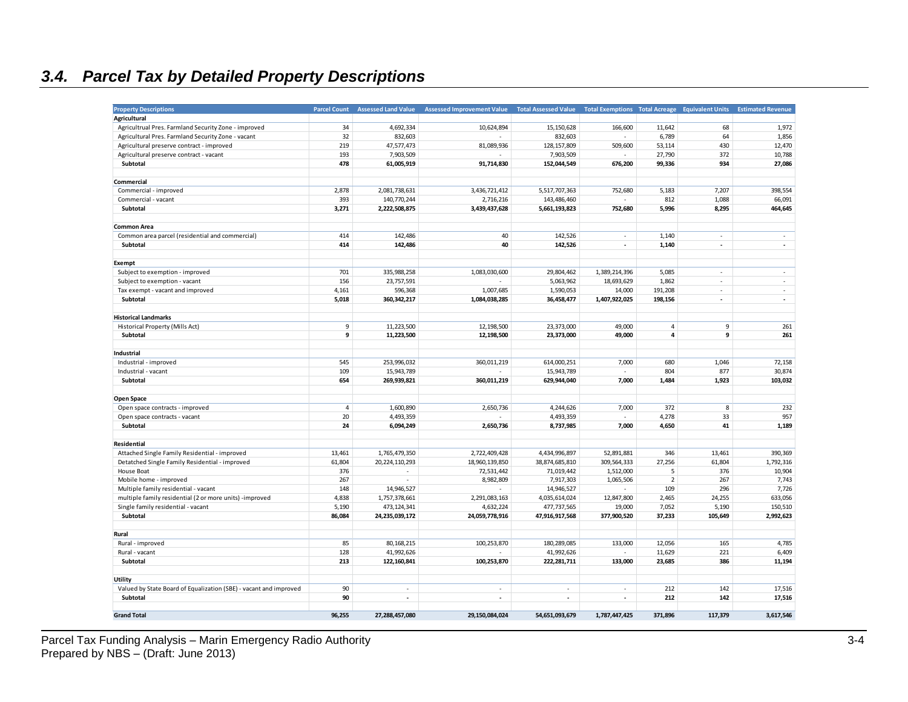### 3.4. Parcel Tax by Detailed Property Descriptions

| Property Descriptions | Parcel Count | Assessed Land Value | Assessed Improvement Value | Total Assessed Value | Total Exemptions | Total Acreage | Equivalent Units | Estimated Revenue |
|---|---|---|---|---|---|---|---|---|
| **Agricultural** | | | | | | | | |
| Agricultrual Pres. Farmland Security Zone - improved | 34 | 4,692,334 | 10,624,894 | 15,150,628 | 166,600 | 11,642 | 68 | 1,972 |
| Agricultrual Pres. Farmland Security Zone - vacant | 32 | 832,603 | - | 832,603 | - | 6,789 | 64 | 1,856 |
| Agricultural preserve contract - improved | 219 | 47,577,473 | 81,089,936 | 128,157,809 | 509,600 | 53,114 | 430 | 12,470 |
| Agricultural preserve contract - vacant | 193 | 7,903,509 | - | 7,903,509 | - | 27,790 | 372 | 10,788 |
| **Subtotal** | **478** | **61,005,919** | **91,714,830** | **152,044,549** | **676,200** | **99,336** | **934** | **27,086** |
| | | | | | | | | |
| **Commercial** | | | | | | | | |
| Commercial - improved | 2,878 | 2,081,738,631 | 3,436,721,412 | 5,517,707,363 | 752,680 | 5,183 | 7,207 | 398,554 |
| Commercial - vacant | 393 | 140,770,244 | 2,716,216 | 143,486,460 | - | 812 | 1,088 | 66,091 |
| **Subtotal** | **3,271** | **2,222,508,875** | **3,439,437,628** | **5,661,193,823** | **752,680** | **5,996** | **8,295** | **464,645** |
| | | | | | | | | |
| **Common Area** | | | | | | | | |
| Common area parcel (residential and commercial) | 414 | 142,486 | 40 | 142,526 | - | 1,140 | - | - |
| **Subtotal** | **414** | **142,486** | **40** | **142,526** | **-** | **1,140** | **-** | **-** |
| | | | | | | | | |
| **Exempt** | | | | | | | | |
| Subject to exemption - improved | 701 | 335,988,258 | 1,083,030,600 | 29,804,462 | 1,389,214,396 | 5,085 | - | - |
| Subject to exemption - vacant | 156 | 23,757,591 | - | 5,063,962 | 18,693,629 | 1,862 | - | - |
| Tax exempt - vacant and improved | 4,161 | 596,368 | 1,007,685 | 1,590,053 | 14,000 | 191,208 | - | - |
| **Subtotal** | **5,018** | **360,342,217** | **1,084,038,285** | **36,458,477** | **1,407,922,025** | **198,156** | **-** | **-** |
| | | | | | | | | |
| **Historical Landmarks** | | | | | | | | |
| Historical Property (Mills Act) | 9 | 11,223,500 | 12,198,500 | 23,373,000 | 49,000 | 4 | 9 | 261 |
| **Subtotal** | **9** | **11,223,500** | **12,198,500** | **23,373,000** | **49,000** | **4** | **9** | **261** |
| | | | | | | | | |
| **Industrial** | | | | | | | | |
| Industrial - improved | 545 | 253,996,032 | 360,011,219 | 614,000,251 | 7,000 | 680 | 1,046 | 72,158 |
| Industrial - vacant | 109 | 15,943,789 | - | 15,943,789 | - | 804 | 877 | 30,874 |
| **Subtotal** | **654** | **269,939,821** | **360,011,219** | **629,944,040** | **7,000** | **1,484** | **1,923** | **103,032** |
| | | | | | | | | |
| **Open Space** | | | | | | | | |
| Open space contracts - improved | 4 | 1,600,890 | 2,650,736 | 4,244,626 | 7,000 | 372 | 8 | 232 |
| Open space contracts - vacant | 20 | 4,493,359 | - | 4,493,359 | - | 4,278 | 33 | 957 |
| **Subtotal** | **24** | **6,094,249** | **2,650,736** | **8,737,985** | **7,000** | **4,650** | **41** | **1,189** |
| | | | | | | | | |
| **Residential** | | | | | | | | |
| Attached Single Family Residential - improved | 13,461 | 1,765,479,350 | 2,722,409,428 | 4,434,996,897 | 52,891,881 | 346 | 13,461 | 390,369 |
| Detatched Single Family Residential - improved | 61,804 | 20,224,110,293 | 18,960,139,850 | 38,874,685,810 | 309,564,333 | 27,256 | 61,804 | 1,792,316 |
| House Boat | 376 | - | 72,531,442 | 71,019,442 | 1,512,000 | 5 | 376 | 10,904 |
| Mobile home - improved | 267 | - | 8,982,809 | 7,917,303 | 1,065,506 | 2 | 267 | 7,743 |
| Multiple family residential - vacant | 148 | 14,946,527 | - | 14,946,527 | - | 109 | 296 | 7,726 |
| multiple family residential (2 or more units) -improved | 4,838 | 1,757,378,661 | 2,291,083,163 | 4,035,614,024 | 12,847,800 | 2,465 | 24,255 | 633,056 |
| Single family residential - vacant | 5,190 | 473,124,341 | 4,632,224 | 477,737,565 | 19,000 | 7,052 | 5,190 | 150,510 |
| **Subtotal** | **86,084** | **24,235,039,172** | **24,059,778,916** | **47,916,917,568** | **377,900,520** | **37,233** | **105,649** | **2,992,623** |
| | | | | | | | | |
| **Rural** | | | | | | | | |
| Rural - improved | 85 | 80,168,215 | 100,253,870 | 180,289,085 | 133,000 | 12,056 | 165 | 4,785 |
| Rural - vacant | 128 | 41,992,626 | - | 41,992,626 | - | 11,629 | 221 | 6,409 |
| **Subtotal** | **213** | **122,160,841** | **100,253,870** | **222,281,711** | **133,000** | **23,685** | **386** | **11,194** |
| | | | | | | | | |
| **Utility** | | | | | | | | |
| Valued by State Board of Equalization (SBE) - vacant and improved | 90 | - | - | - | - | 212 | 142 | 17,516 |
| **Subtotal** | **90** | **-** | **-** | **-** | **-** | **212** | **142** | **17,516** |
| | | | | | | | | |
| **Grand Total** | **96,255** | **27,288,457,080** | **29,150,084,024** | **54,651,093,679** | **1,787,447,425** | **371,896** | **117,379** | **3,617,546** |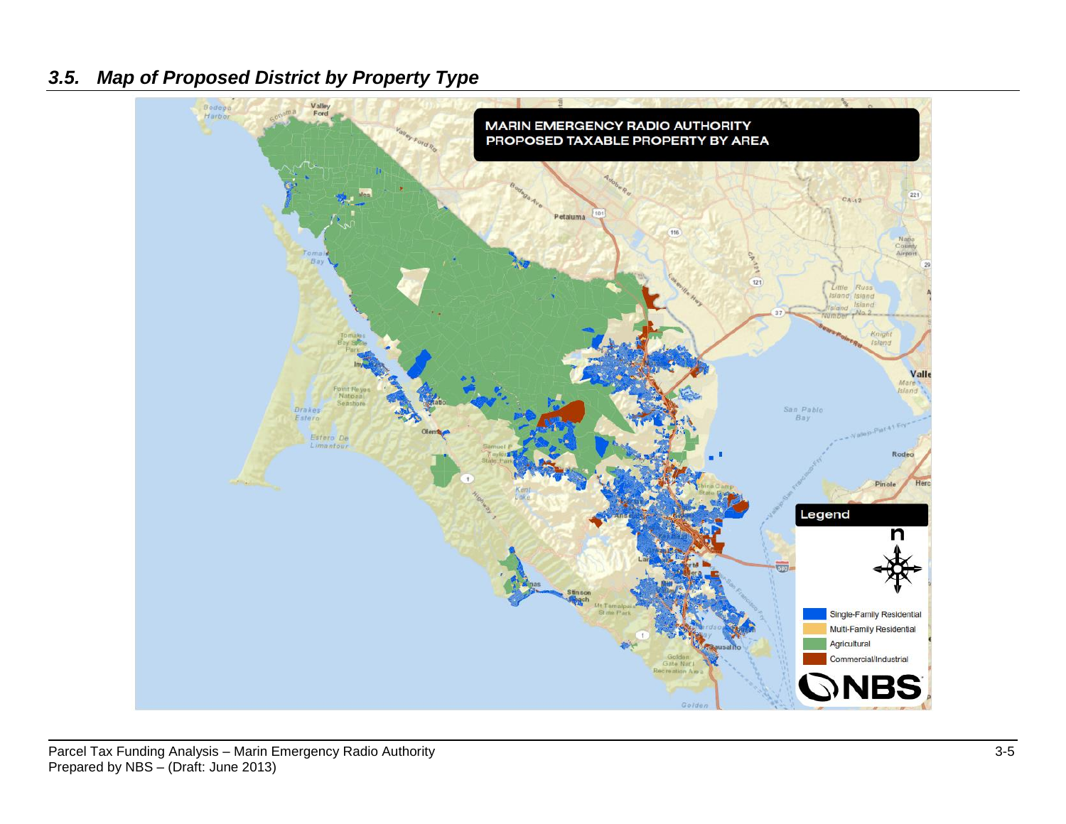## *3.5. Map of Proposed District by Property Type*

MARIN EMERGENCY RADIO AUTHORITY
PROPOSED TAXABLE PROPERTY BY AREA

Legend

Single-Family Residential
Multi-Family Residential
Agricultural
Commercial/Industrial

NBS